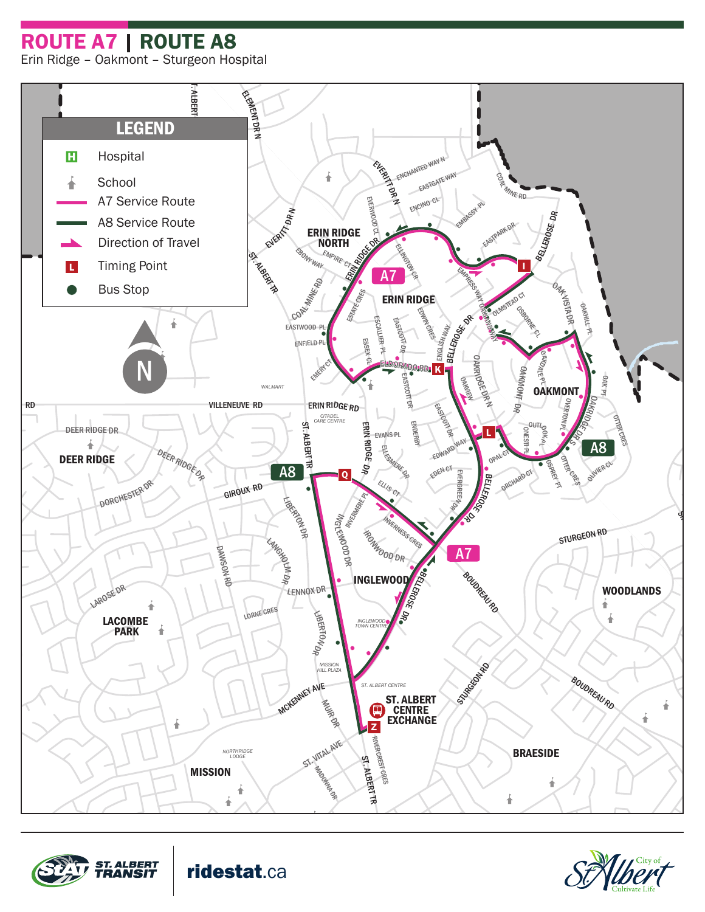# ROUTE A7 | ROUTE A8

Erin Ridge – Oakmont – Sturgeon Hospital

## LEGEND

- H — Hospital
- School
- A7 Service Route
- A8 Service Route
- Direction of Travel
- L — Timing Point
- Bus Stop

ST. ALBERT TRANSIT

ridestat.ca

City of St. Albert — Cultivate Life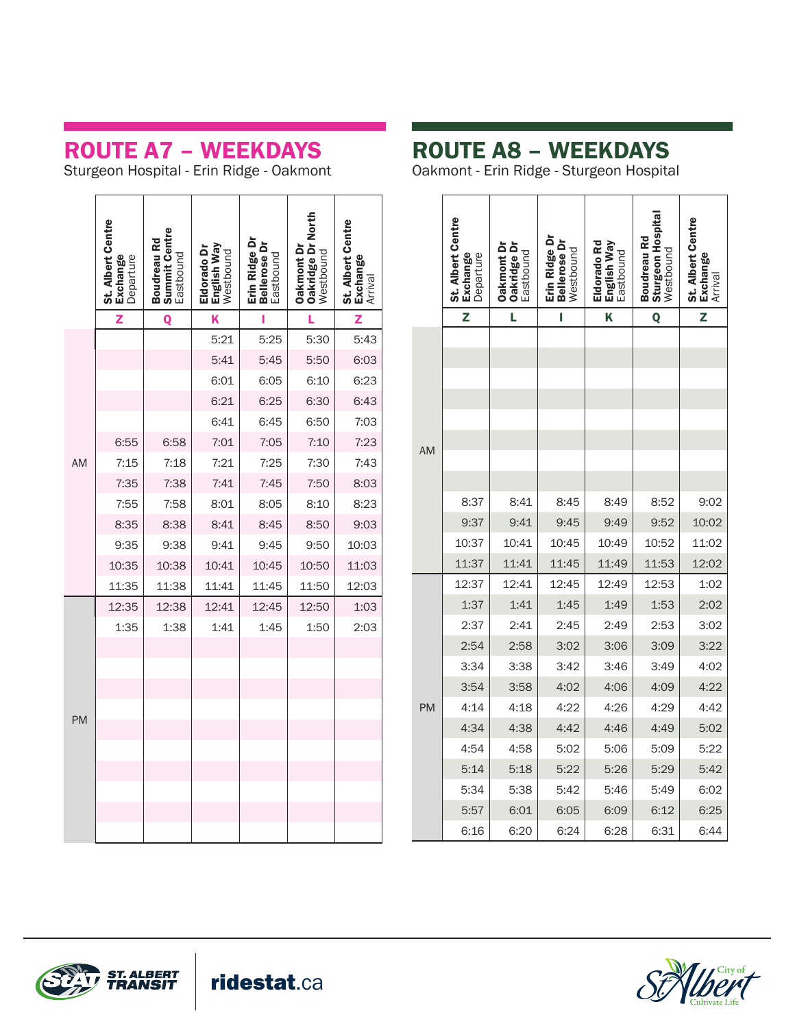## ROUTE A7 – WEEKDAYS

Sturgeon Hospital - Erin Ridge - Oakmont

| | St. Albert Centre Exchange Departure | Boudreau Rd Summit Centre Eastbound | Eldorado Dr English Way Westbound | Erin Ridge Dr Bellerose Dr Eastbound | Oakmont Dr Oakridge Dr North Westbound | St. Albert Centre Exchange Arrival |
|---|---|---|---|---|---|---|
| | Z | Q | K | I | L | Z |
| AM | | | 5:21 | 5:25 | 5:30 | 5:43 |
| | | | 5:41 | 5:45 | 5:50 | 6:03 |
| | | | 6:01 | 6:05 | 6:10 | 6:23 |
| | | | 6:21 | 6:25 | 6:30 | 6:43 |
| | | | 6:41 | 6:45 | 6:50 | 7:03 |
| | 6:55 | 6:58 | 7:01 | 7:05 | 7:10 | 7:23 |
| | 7:15 | 7:18 | 7:21 | 7:25 | 7:30 | 7:43 |
| | 7:35 | 7:38 | 7:41 | 7:45 | 7:50 | 8:03 |
| | 7:55 | 7:58 | 8:01 | 8:05 | 8:10 | 8:23 |
| | 8:35 | 8:38 | 8:41 | 8:45 | 8:50 | 9:03 |
| | 9:35 | 9:38 | 9:41 | 9:45 | 9:50 | 10:03 |
| | 10:35 | 10:38 | 10:41 | 10:45 | 10:50 | 11:03 |
| | 11:35 | 11:38 | 11:41 | 11:45 | 11:50 | 12:03 |
| PM | 12:35 | 12:38 | 12:41 | 12:45 | 12:50 | 1:03 |
| | 1:35 | 1:38 | 1:41 | 1:45 | 1:50 | 2:03 |

## ROUTE A8 – WEEKDAYS

Oakmont - Erin Ridge - Sturgeon Hospital

| | St. Albert Centre Exchange Departure | Oakmont Dr Oakridge Dr Eastbound | Erin Ridge Dr Bellerose Dr Westbound | Eldorado Rd English Way Eastbound | Boudreau Rd Sturgeon Hospital Westbound | St. Albert Centre Exchange Arrival |
|---|---|---|---|---|---|---|
| | Z | L | I | K | Q | Z |
| AM | 8:37 | 8:41 | 8:45 | 8:49 | 8:52 | 9:02 |
| | 9:37 | 9:41 | 9:45 | 9:49 | 9:52 | 10:02 |
| | 10:37 | 10:41 | 10:45 | 10:49 | 10:52 | 11:02 |
| | 11:37 | 11:41 | 11:45 | 11:49 | 11:53 | 12:02 |
| PM | 12:37 | 12:41 | 12:45 | 12:49 | 12:53 | 1:02 |
| | 1:37 | 1:41 | 1:45 | 1:49 | 1:53 | 2:02 |
| | 2:37 | 2:41 | 2:45 | 2:49 | 2:53 | 3:02 |
| | 2:54 | 2:58 | 3:02 | 3:06 | 3:09 | 3:22 |
| | 3:34 | 3:38 | 3:42 | 3:46 | 3:49 | 4:02 |
| | 3:54 | 3:58 | 4:02 | 4:06 | 4:09 | 4:22 |
| | 4:14 | 4:18 | 4:22 | 4:26 | 4:29 | 4:42 |
| | 4:34 | 4:38 | 4:42 | 4:46 | 4:49 | 5:02 |
| | 4:54 | 4:58 | 5:02 | 5:06 | 5:09 | 5:22 |
| | 5:14 | 5:18 | 5:22 | 5:26 | 5:29 | 5:42 |
| | 5:34 | 5:38 | 5:42 | 5:46 | 5:49 | 6:02 |
| | 5:57 | 6:01 | 6:05 | 6:09 | 6:12 | 6:25 |
| | 6:16 | 6:20 | 6:24 | 6:28 | 6:31 | 6:44 |

ST. ALBERT TRANSIT | ridestat.ca

City of St. Albert – Cultivate Life